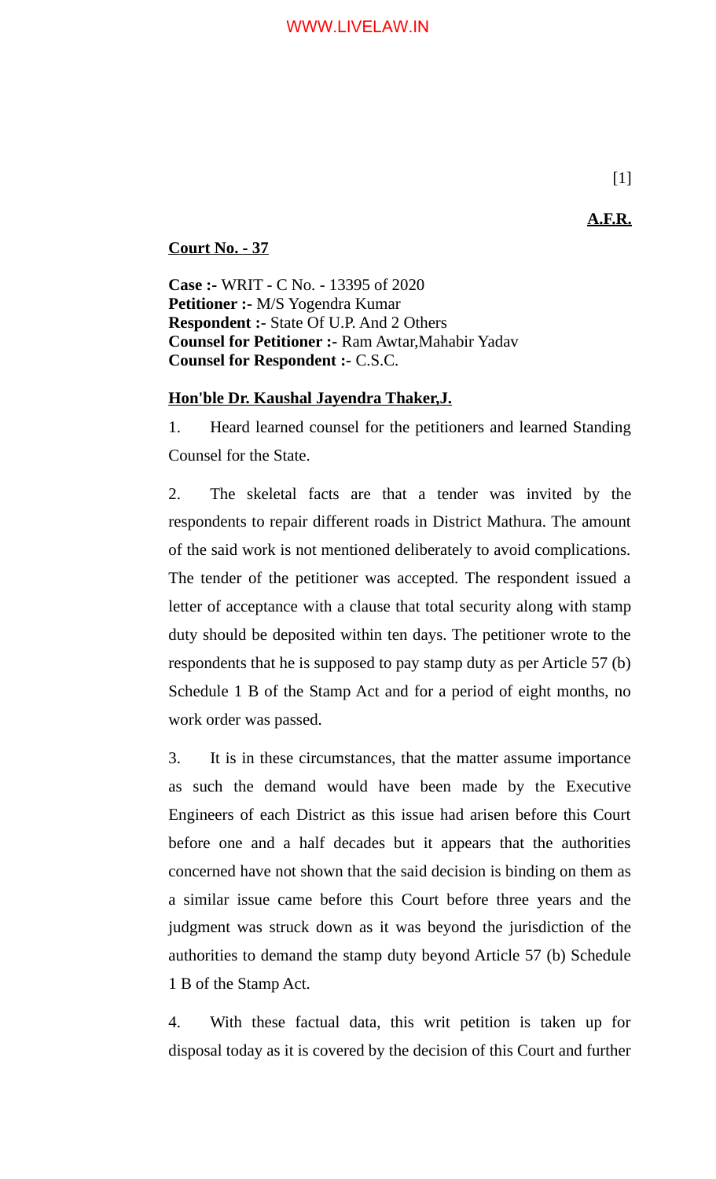**A.F.R.**

**Court No. - 37**

**Case :-** WRIT - C No. - 13395 of 2020
**Petitioner :-** M/S Yogendra Kumar
**Respondent :-** State Of U.P. And 2 Others
**Counsel for Petitioner :-** Ram Awtar,Mahabir Yadav
**Counsel for Respondent :-** C.S.C.

**Hon'ble Dr. Kaushal Jayendra Thaker,J.**

1. Heard learned counsel for the petitioners and learned Standing Counsel for the State.

2. The skeletal facts are that a tender was invited by the respondents to repair different roads in District Mathura. The amount of the said work is not mentioned deliberately to avoid complications. The tender of the petitioner was accepted. The respondent issued a letter of acceptance with a clause that total security along with stamp duty should be deposited within ten days. The petitioner wrote to the respondents that he is supposed to pay stamp duty as per Article 57 (b) Schedule 1 B of the Stamp Act and for a period of eight months, no work order was passed.

3. It is in these circumstances, that the matter assume importance as such the demand would have been made by the Executive Engineers of each District as this issue had arisen before this Court before one and a half decades but it appears that the authorities concerned have not shown that the said decision is binding on them as a similar issue came before this Court before three years and the judgment was struck down as it was beyond the jurisdiction of the authorities to demand the stamp duty beyond Article 57 (b) Schedule 1 B of the Stamp Act.

4. With these factual data, this writ petition is taken up for disposal today as it is covered by the decision of this Court and further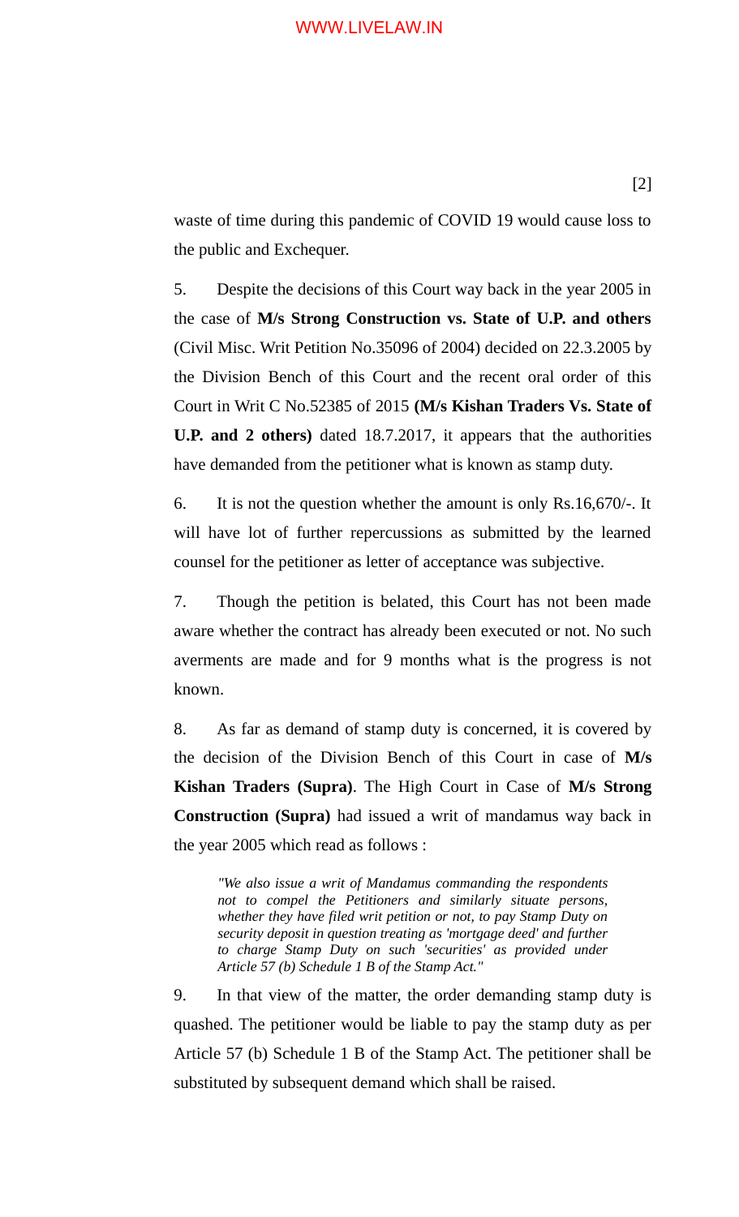waste of time during this pandemic of COVID 19 would cause loss to the public and Exchequer.

5. Despite the decisions of this Court way back in the year 2005 in the case of **M/s Strong Construction vs. State of U.P. and others** (Civil Misc. Writ Petition No.35096 of 2004) decided on 22.3.2005 by the Division Bench of this Court and the recent oral order of this Court in Writ C No.52385 of 2015 **(M/s Kishan Traders Vs. State of U.P. and 2 others)** dated 18.7.2017, it appears that the authorities have demanded from the petitioner what is known as stamp duty.

6. It is not the question whether the amount is only Rs.16,670/-. It will have lot of further repercussions as submitted by the learned counsel for the petitioner as letter of acceptance was subjective.

7. Though the petition is belated, this Court has not been made aware whether the contract has already been executed or not. No such averments are made and for 9 months what is the progress is not known.

8. As far as demand of stamp duty is concerned, it is covered by the decision of the Division Bench of this Court in case of **M/s Kishan Traders (Supra)**. The High Court in Case of **M/s Strong Construction (Supra)** had issued a writ of mandamus way back in the year 2005 which read as follows :

> *"We also issue a writ of Mandamus commanding the respondents not to compel the Petitioners and similarly situate persons, whether they have filed writ petition or not, to pay Stamp Duty on security deposit in question treating as 'mortgage deed' and further to charge Stamp Duty on such 'securities' as provided under Article 57 (b) Schedule 1 B of the Stamp Act."*

9. In that view of the matter, the order demanding stamp duty is quashed. The petitioner would be liable to pay the stamp duty as per Article 57 (b) Schedule 1 B of the Stamp Act. The petitioner shall be substituted by subsequent demand which shall be raised.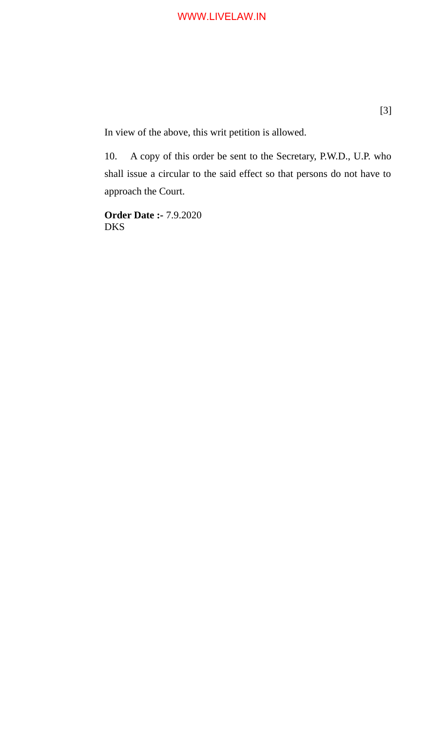In view of the above, this writ petition is allowed.

10. A copy of this order be sent to the Secretary, P.W.D., U.P. who shall issue a circular to the said effect so that persons do not have to approach the Court.

**Order Date :-** 7.9.2020
DKS